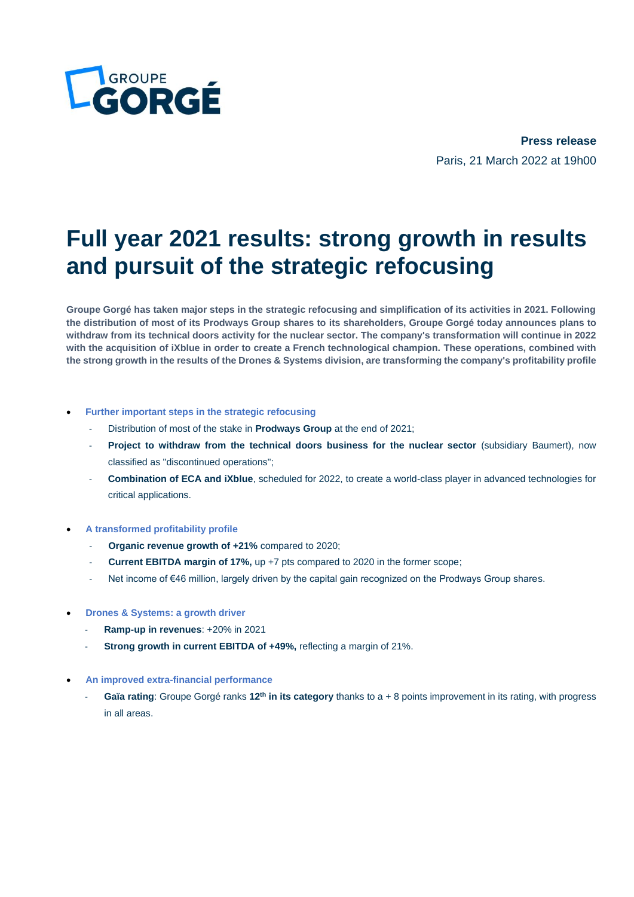GROUPE GORGÉ

**Press release**

Paris, 21 March 2022 at 19h00

# Full year 2021 results: strong growth in results and pursuit of the strategic refocusing

**Groupe Gorgé has taken major steps in the strategic refocusing and simplification of its activities in 2021. Following the distribution of most of its Prodways Group shares to its shareholders, Groupe Gorgé today announces plans to withdraw from its technical doors activity for the nuclear sector. The company's transformation will continue in 2022 with the acquisition of iXblue in order to create a French technological champion. These operations, combined with the strong growth in the results of the Drones & Systems division, are transforming the company's profitability profile**

- **Further important steps in the strategic refocusing**
  - Distribution of most of the stake in **Prodways Group** at the end of 2021;
  - **Project to withdraw from the technical doors business for the nuclear sector** (subsidiary Baumert), now classified as "discontinued operations";
  - **Combination of ECA and iXblue**, scheduled for 2022, to create a world-class player in advanced technologies for critical applications.

- **A transformed profitability profile**
  - **Organic revenue growth of +21%** compared to 2020;
  - **Current EBITDA margin of 17%,** up +7 pts compared to 2020 in the former scope;
  - Net income of €46 million, largely driven by the capital gain recognized on the Prodways Group shares.

- **Drones & Systems: a growth driver**
  - **Ramp-up in revenues**: +20% in 2021
  - **Strong growth in current EBITDA of +49%,** reflecting a margin of 21%.

- **An improved extra-financial performance**
  - **Gaïa rating**: Groupe Gorgé ranks **12th in its category** thanks to a + 8 points improvement in its rating, with progress in all areas.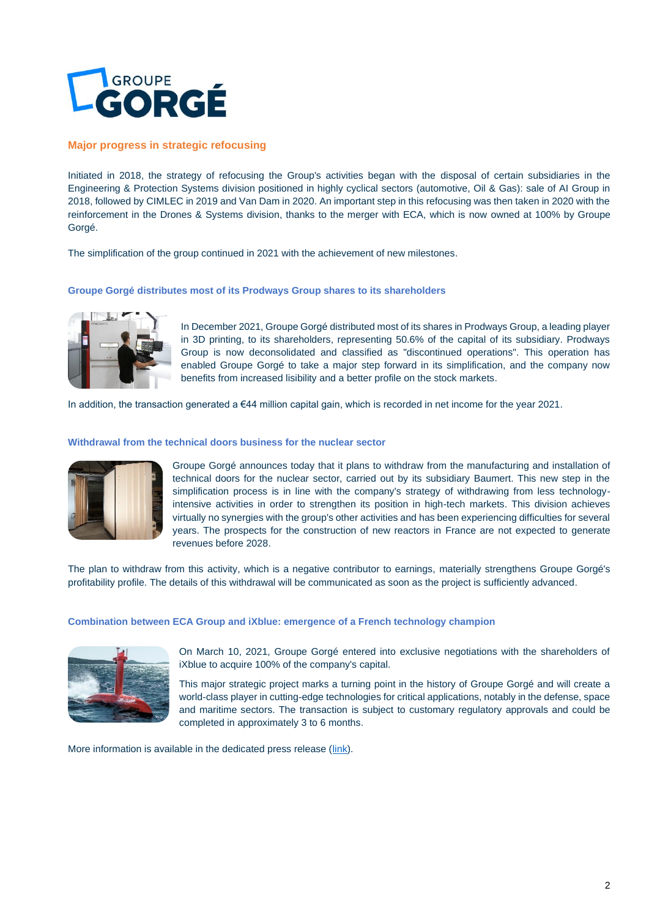## Major progress in strategic refocusing

Initiated in 2018, the strategy of refocusing the Group's activities began with the disposal of certain subsidiaries in the Engineering & Protection Systems division positioned in highly cyclical sectors (automotive, Oil & Gas): sale of AI Group in 2018, followed by CIMLEC in 2019 and Van Dam in 2020. An important step in this refocusing was then taken in 2020 with the reinforcement in the Drones & Systems division, thanks to the merger with ECA, which is now owned at 100% by Groupe Gorgé.

The simplification of the group continued in 2021 with the achievement of new milestones.

### Groupe Gorgé distributes most of its Prodways Group shares to its shareholders

In December 2021, Groupe Gorgé distributed most of its shares in Prodways Group, a leading player in 3D printing, to its shareholders, representing 50.6% of the capital of its subsidiary. Prodways Group is now deconsolidated and classified as "discontinued operations". This operation has enabled Groupe Gorgé to take a major step forward in its simplification, and the company now benefits from increased lisibility and a better profile on the stock markets.

In addition, the transaction generated a €44 million capital gain, which is recorded in net income for the year 2021.

### Withdrawal from the technical doors business for the nuclear sector

Groupe Gorgé announces today that it plans to withdraw from the manufacturing and installation of technical doors for the nuclear sector, carried out by its subsidiary Baumert. This new step in the simplification process is in line with the company's strategy of withdrawing from less technology-intensive activities in order to strengthen its position in high-tech markets. This division achieves virtually no synergies with the group's other activities and has been experiencing difficulties for several years. The prospects for the construction of new reactors in France are not expected to generate revenues before 2028.

The plan to withdraw from this activity, which is a negative contributor to earnings, materially strengthens Groupe Gorgé's profitability profile. The details of this withdrawal will be communicated as soon as the project is sufficiently advanced.

### Combination between ECA Group and iXblue: emergence of a French technology champion

On March 10, 2021, Groupe Gorgé entered into exclusive negotiations with the shareholders of iXblue to acquire 100% of the company's capital.

This major strategic project marks a turning point in the history of Groupe Gorgé and will create a world-class player in cutting-edge technologies for critical applications, notably in the defense, space and maritime sectors. The transaction is subject to customary regulatory approvals and could be completed in approximately 3 to 6 months.

More information is available in the dedicated press release (link).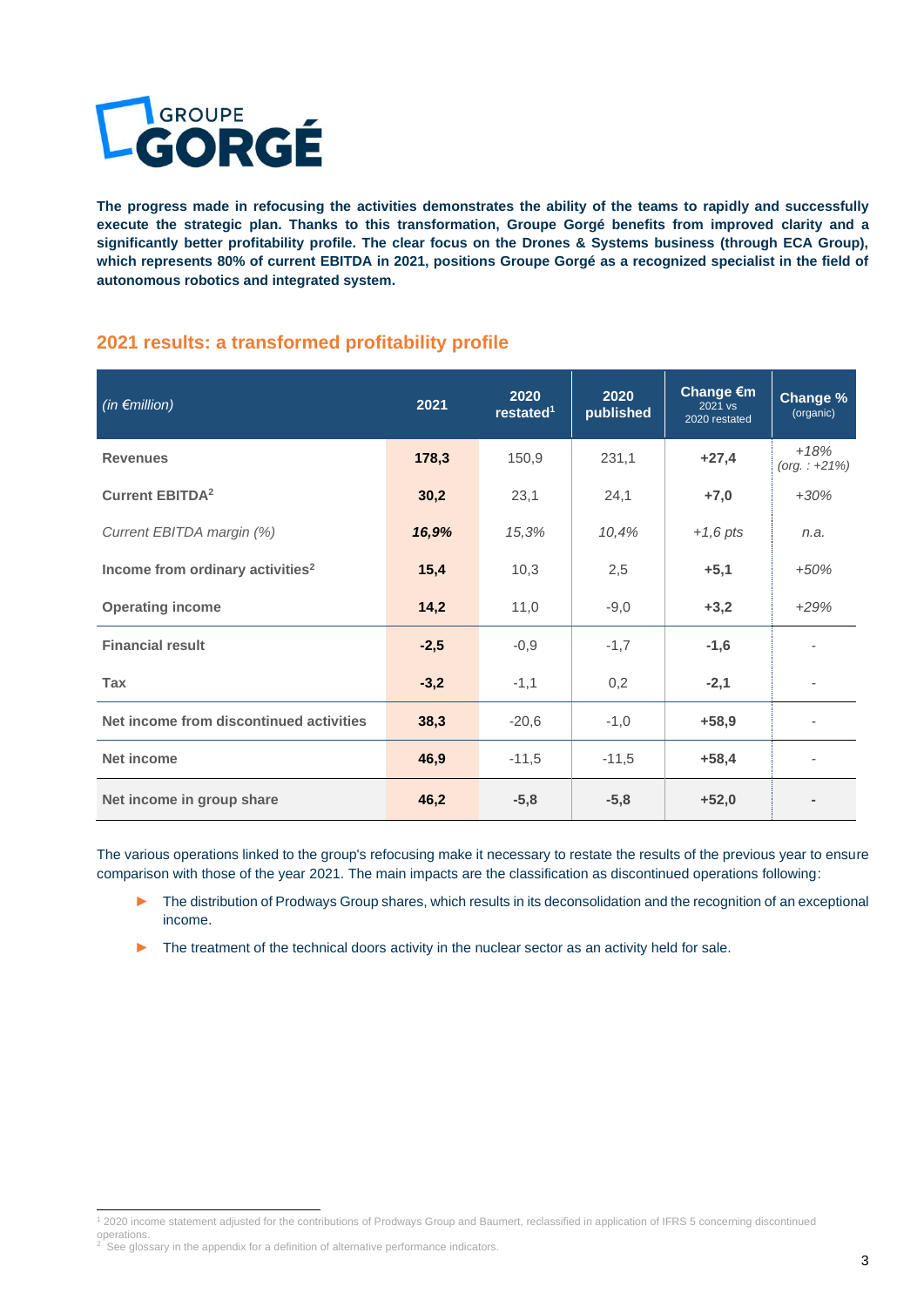**The progress made in refocusing the activities demonstrates the ability of the teams to rapidly and successfully execute the strategic plan. Thanks to this transformation, Groupe Gorgé benefits from improved clarity and a significantly better profitability profile. The clear focus on the Drones & Systems business (through ECA Group), which represents 80% of current EBITDA in 2021, positions Groupe Gorgé as a recognized specialist in the field of autonomous robotics and integrated system.**

## 2021 results: a transformed profitability profile

| *(in €million)* | 2021 | 2020 restated[1] | 2020 published | Change €m 2021 vs 2020 restated | Change % (organic) |
|---|---|---|---|---|---|
| **Revenues** | **178,3** | 150,9 | 231,1 | **+27,4** | *+18% (org. : +21%)* |
| **Current EBITDA[2]** | **30,2** | 23,1 | 24,1 | **+7,0** | *+30%* |
| *Current EBITDA margin (%)* | ***16,9%*** | *15,3%* | *10,4%* | *+1,6 pts* | *n.a.* |
| **Income from ordinary activities[2]** | **15,4** | 10,3 | 2,5 | **+5,1** | *+50%* |
| **Operating income** | **14,2** | 11,0 | -9,0 | **+3,2** | *+29%* |
| **Financial result** | **-2,5** | -0,9 | -1,7 | **-1,6** | - |
| **Tax** | **-3,2** | -1,1 | 0,2 | **-2,1** | - |
| **Net income from discontinued activities** | **38,3** | -20,6 | -1,0 | **+58,9** | - |
| **Net income** | **46,9** | -11,5 | -11,5 | **+58,4** | - |
| **Net income in group share** | **46,2** | **-5,8** | **-5,8** | **+52,0** | **-** |

The various operations linked to the group's refocusing make it necessary to restate the results of the previous year to ensure comparison with those of the year 2021. The main impacts are the classification as discontinued operations following:

- The distribution of Prodways Group shares, which results in its deconsolidation and the recognition of an exceptional income.
- The treatment of the technical doors activity in the nuclear sector as an activity held for sale.

[1] 2020 income statement adjusted for the contributions of Prodways Group and Baumert, reclassified in application of IFRS 5 concerning discontinued operations.

[2] See glossary in the appendix for a definition of alternative performance indicators.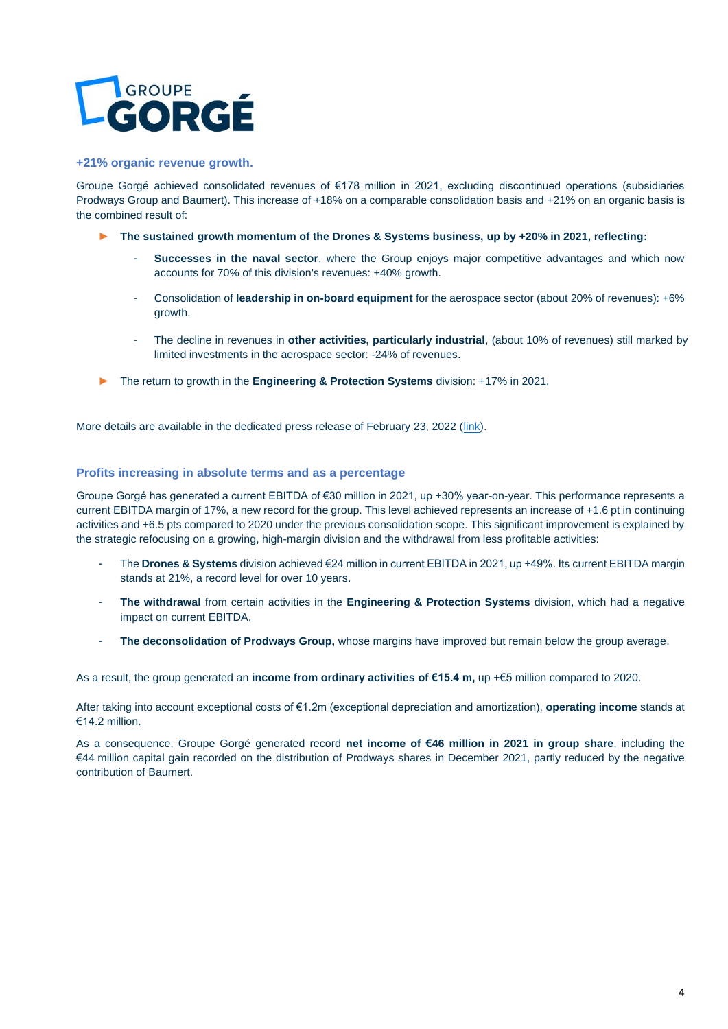GROUPE GORGÉ

## +21% organic revenue growth.

Groupe Gorgé achieved consolidated revenues of €178 million in 2021, excluding discontinued operations (subsidiaries Prodways Group and Baumert). This increase of +18% on a comparable consolidation basis and +21% on an organic basis is the combined result of:

- **The sustained growth momentum of the Drones & Systems business, up by +20% in 2021, reflecting:**
  - **Successes in the naval sector**, where the Group enjoys major competitive advantages and which now accounts for 70% of this division's revenues: +40% growth.
  - Consolidation of **leadership in on-board equipment** for the aerospace sector (about 20% of revenues): +6% growth.
  - The decline in revenues in **other activities, particularly industrial**, (about 10% of revenues) still marked by limited investments in the aerospace sector: -24% of revenues.
- The return to growth in the **Engineering & Protection Systems** division: +17% in 2021.

More details are available in the dedicated press release of February 23, 2022 (link).

## Profits increasing in absolute terms and as a percentage

Groupe Gorgé has generated a current EBITDA of €30 million in 2021, up +30% year-on-year. This performance represents a current EBITDA margin of 17%, a new record for the group. This level achieved represents an increase of +1.6 pt in continuing activities and +6.5 pts compared to 2020 under the previous consolidation scope. This significant improvement is explained by the strategic refocusing on a growing, high-margin division and the withdrawal from less profitable activities:

- The **Drones & Systems** division achieved €24 million in current EBITDA in 2021, up +49%. Its current EBITDA margin stands at 21%, a record level for over 10 years.
- **The withdrawal** from certain activities in the **Engineering & Protection Systems** division, which had a negative impact on current EBITDA.
- **The deconsolidation of Prodways Group,** whose margins have improved but remain below the group average.

As a result, the group generated an **income from ordinary activities of €15.4 m,** up +€5 million compared to 2020.

After taking into account exceptional costs of €1.2m (exceptional depreciation and amortization), **operating income** stands at €14.2 million.

As a consequence, Groupe Gorgé generated record **net income of €46 million in 2021 in group share**, including the €44 million capital gain recorded on the distribution of Prodways shares in December 2021, partly reduced by the negative contribution of Baumert.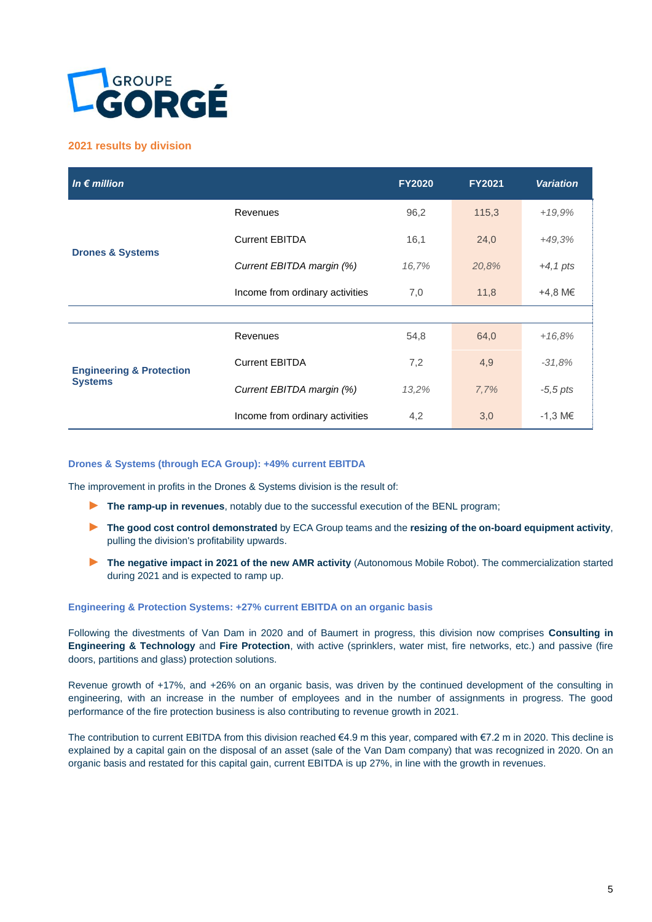## 2021 results by division

| *In € million* | | FY2020 | FY2021 | *Variation* |
|---|---|---|---|---|
| **Drones & Systems** | Revenues | 96,2 | 115,3 | *+19,9%* |
| | Current EBITDA | 16,1 | 24,0 | *+49,3%* |
| | *Current EBITDA margin (%)* | *16,7%* | *20,8%* | *+4,1 pts* |
| | Income from ordinary activities | 7,0 | 11,8 | +4,8 M€ |
| **Engineering & Protection Systems** | Revenues | 54,8 | 64,0 | *+16,8%* |
| | Current EBITDA | 7,2 | 4,9 | *-31,8%* |
| | *Current EBITDA margin (%)* | *13,2%* | *7,7%* | *-5,5 pts* |
| | Income from ordinary activities | 4,2 | 3,0 | -1,3 M€ |

### Drones & Systems (through ECA Group): +49% current EBITDA

The improvement in profits in the Drones & Systems division is the result of:

- **The ramp-up in revenues**, notably due to the successful execution of the BENL program;
- **The good cost control demonstrated** by ECA Group teams and the **resizing of the on-board equipment activity**, pulling the division's profitability upwards.
- **The negative impact in 2021 of the new AMR activity** (Autonomous Mobile Robot). The commercialization started during 2021 and is expected to ramp up.

### Engineering & Protection Systems: +27% current EBITDA on an organic basis

Following the divestments of Van Dam in 2020 and of Baumert in progress, this division now comprises **Consulting in Engineering & Technology** and **Fire Protection**, with active (sprinklers, water mist, fire networks, etc.) and passive (fire doors, partitions and glass) protection solutions.

Revenue growth of +17%, and +26% on an organic basis, was driven by the continued development of the consulting in engineering, with an increase in the number of employees and in the number of assignments in progress. The good performance of the fire protection business is also contributing to revenue growth in 2021.

The contribution to current EBITDA from this division reached €4.9 m this year, compared with €7.2 m in 2020. This decline is explained by a capital gain on the disposal of an asset (sale of the Van Dam company) that was recognized in 2020. On an organic basis and restated for this capital gain, current EBITDA is up 27%, in line with the growth in revenues.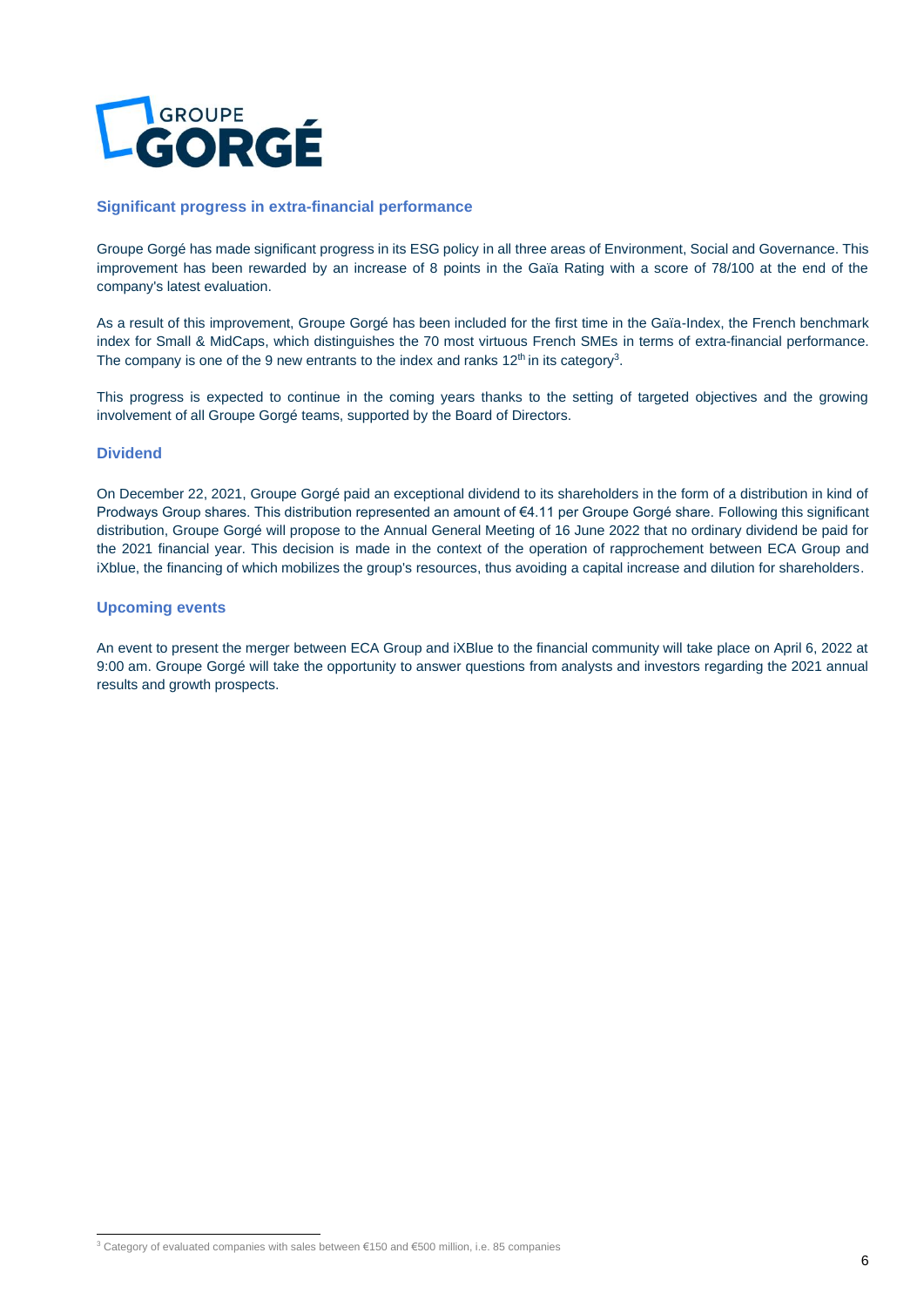## Significant progress in extra-financial performance

Groupe Gorgé has made significant progress in its ESG policy in all three areas of Environment, Social and Governance. This improvement has been rewarded by an increase of 8 points in the Gaïa Rating with a score of 78/100 at the end of the company's latest evaluation.

As a result of this improvement, Groupe Gorgé has been included for the first time in the Gaïa-Index, the French benchmark index for Small & MidCaps, which distinguishes the 70 most virtuous French SMEs in terms of extra-financial performance. The company is one of the 9 new entrants to the index and ranks 12th in its category[3].

This progress is expected to continue in the coming years thanks to the setting of targeted objectives and the growing involvement of all Groupe Gorgé teams, supported by the Board of Directors.

## Dividend

On December 22, 2021, Groupe Gorgé paid an exceptional dividend to its shareholders in the form of a distribution in kind of Prodways Group shares. This distribution represented an amount of €4.11 per Groupe Gorgé share. Following this significant distribution, Groupe Gorgé will propose to the Annual General Meeting of 16 June 2022 that no ordinary dividend be paid for the 2021 financial year. This decision is made in the context of the operation of rapprochement between ECA Group and iXblue, the financing of which mobilizes the group's resources, thus avoiding a capital increase and dilution for shareholders.

## Upcoming events

An event to present the merger between ECA Group and iXBlue to the financial community will take place on April 6, 2022 at 9:00 am. Groupe Gorgé will take the opportunity to answer questions from analysts and investors regarding the 2021 annual results and growth prospects.

---

[3] Category of evaluated companies with sales between €150 and €500 million, i.e. 85 companies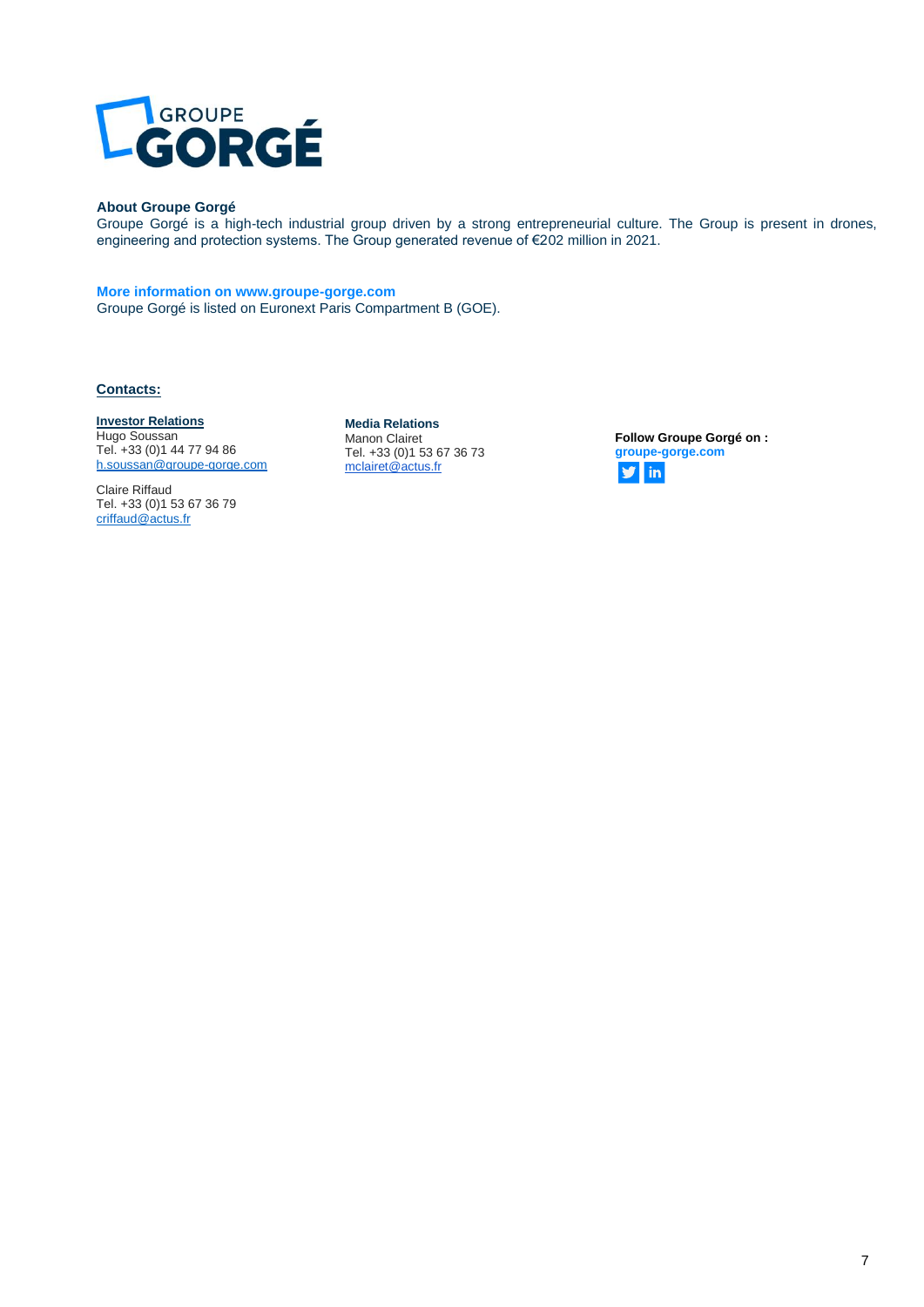**About Groupe Gorgé**

Groupe Gorgé is a high-tech industrial group driven by a strong entrepreneurial culture. The Group is present in drones, engineering and protection systems. The Group generated revenue of €202 million in 2021.

**More information on www.groupe-gorge.com**

Groupe Gorgé is listed on Euronext Paris Compartment B (GOE).

**Contacts:**

**Investor Relations**
Hugo Soussan
Tel. +33 (0)1 44 77 94 86
h.soussan@groupe-gorge.com

Claire Riffaud
Tel. +33 (0)1 53 67 36 79
criffaud@actus.fr

**Media Relations**
Manon Clairet
Tel. +33 (0)1 53 67 36 73
mclairet@actus.fr

**Follow Groupe Gorgé on :**
**groupe-gorge.com**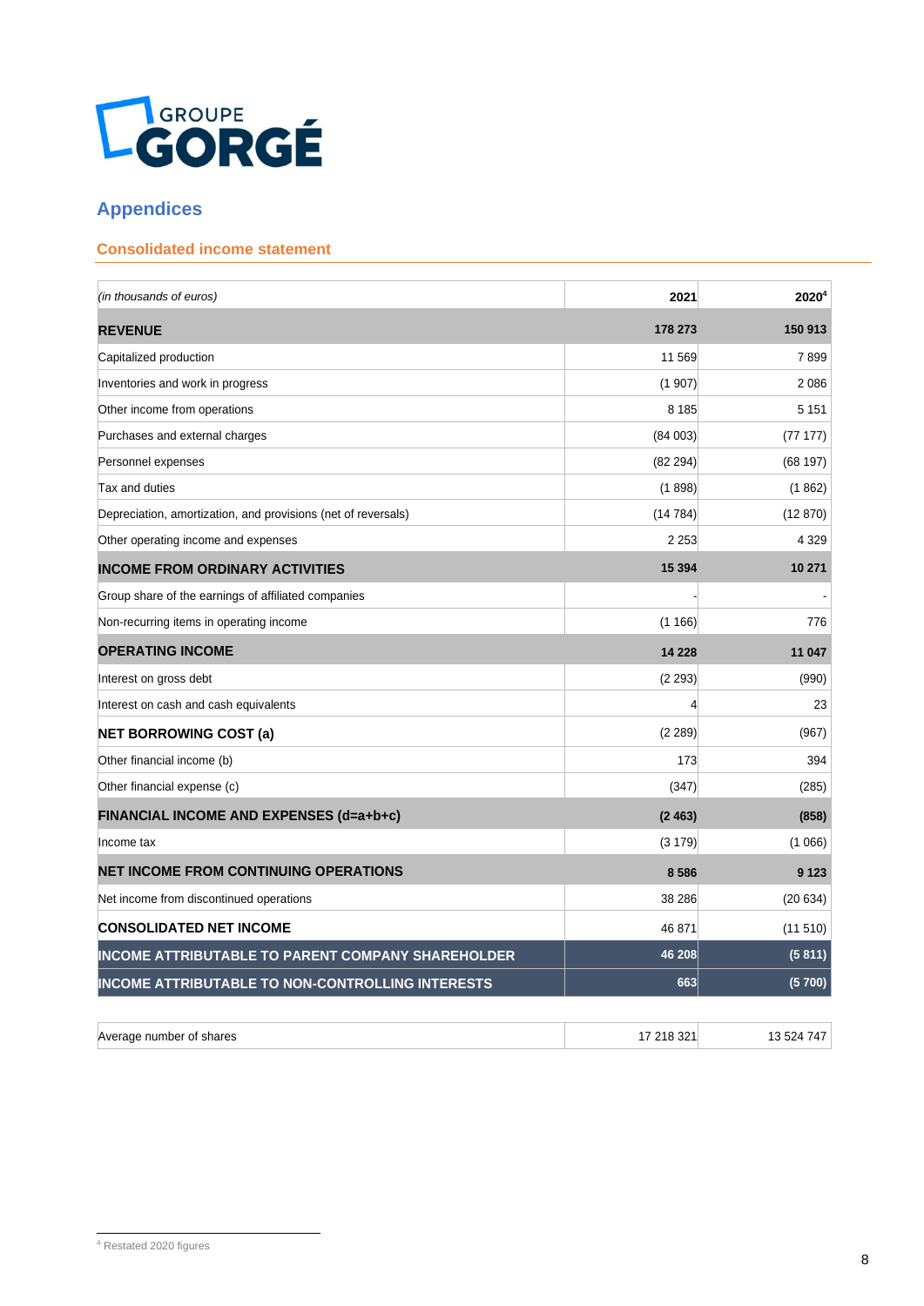GROUPE GORGÉ

## Appendices

### Consolidated income statement

| *(in thousands of euros)* | 2021 | 2020[4] |
|---|---|---|
| **REVENUE** | **178 273** | **150 913** |
| Capitalized production | 11 569 | 7 899 |
| Inventories and work in progress | (1 907) | 2 086 |
| Other income from operations | 8 185 | 5 151 |
| Purchases and external charges | (84 003) | (77 177) |
| Personnel expenses | (82 294) | (68 197) |
| Tax and duties | (1 898) | (1 862) |
| Depreciation, amortization, and provisions (net of reversals) | (14 784) | (12 870) |
| Other operating income and expenses | 2 253 | 4 329 |
| **INCOME FROM ORDINARY ACTIVITIES** | **15 394** | **10 271** |
| Group share of the earnings of affiliated companies | - | - |
| Non-recurring items in operating income | (1 166) | 776 |
| **OPERATING INCOME** | **14 228** | **11 047** |
| Interest on gross debt | (2 293) | (990) |
| Interest on cash and cash equivalents | 4 | 23 |
| **NET BORROWING COST (a)** | (2 289) | (967) |
| Other financial income (b) | 173 | 394 |
| Other financial expense (c) | (347) | (285) |
| **FINANCIAL INCOME AND EXPENSES (d=a+b+c)** | **(2 463)** | **(858)** |
| Income tax | (3 179) | (1 066) |
| **NET INCOME FROM CONTINUING OPERATIONS** | **8 586** | **9 123** |
| Net income from discontinued operations | 38 286 | (20 634) |
| **CONSOLIDATED NET INCOME** | 46 871 | (11 510) |
| **INCOME ATTRIBUTABLE TO PARENT COMPANY SHAREHOLDER** | **46 208** | **(5 811)** |
| **INCOME ATTRIBUTABLE TO NON-CONTROLLING INTERESTS** | **663** | **(5 700)** |

| | | |
|---|---|---|
| Average number of shares | 17 218 321 | 13 524 747 |

[4] Restated 2020 figures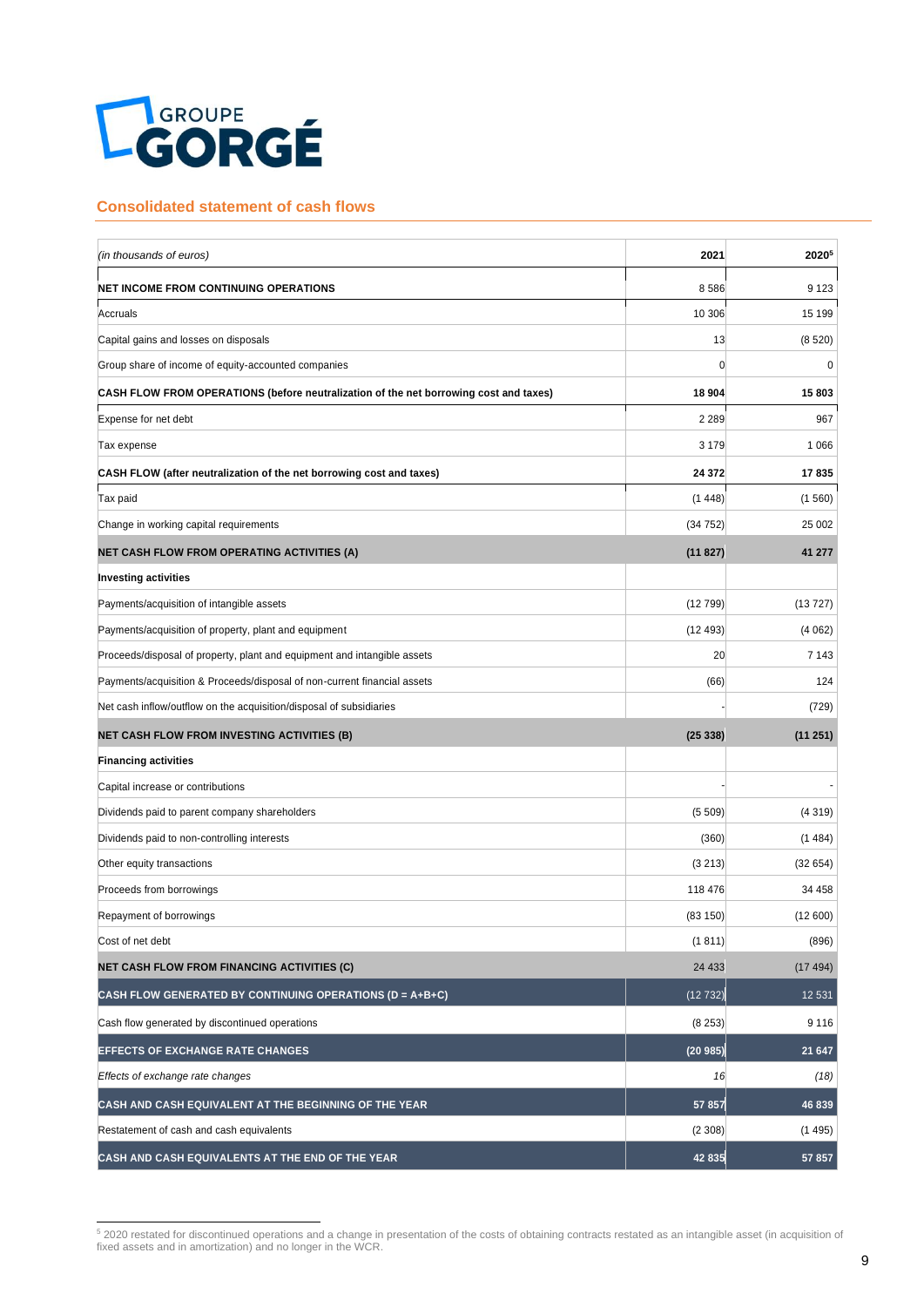GROUPE GORGÉ

## Consolidated statement of cash flows

| *(in thousands of euros)* | 2021 | 2020[5] |
|---|---|---|
| **NET INCOME FROM CONTINUING OPERATIONS** | 8 586 | 9 123 |
| Accruals | 10 306 | 15 199 |
| Capital gains and losses on disposals | 13 | (8 520) |
| Group share of income of equity-accounted companies | 0 | 0 |
| **CASH FLOW FROM OPERATIONS (before neutralization of the net borrowing cost and taxes)** | **18 904** | **15 803** |
| Expense for net debt | 2 289 | 967 |
| Tax expense | 3 179 | 1 066 |
| **CASH FLOW (after neutralization of the net borrowing cost and taxes)** | **24 372** | **17 835** |
| Tax paid | (1 448) | (1 560) |
| Change in working capital requirements | (34 752) | 25 002 |
| **NET CASH FLOW FROM OPERATING ACTIVITIES (A)** | **(11 827)** | **41 277** |
| **Investing activities** | | |
| Payments/acquisition of intangible assets | (12 799) | (13 727) |
| Payments/acquisition of property, plant and equipment | (12 493) | (4 062) |
| Proceeds/disposal of property, plant and equipment and intangible assets | 20 | 7 143 |
| Payments/acquisition & Proceeds/disposal of non-current financial assets | (66) | 124 |
| Net cash inflow/outflow on the acquisition/disposal of subsidiaries | - | (729) |
| **NET CASH FLOW FROM INVESTING ACTIVITIES (B)** | **(25 338)** | **(11 251)** |
| **Financing activities** | | |
| Capital increase or contributions | - | - |
| Dividends paid to parent company shareholders | (5 509) | (4 319) |
| Dividends paid to non-controlling interests | (360) | (1 484) |
| Other equity transactions | (3 213) | (32 654) |
| Proceeds from borrowings | 118 476 | 34 458 |
| Repayment of borrowings | (83 150) | (12 600) |
| Cost of net debt | (1 811) | (896) |
| **NET CASH FLOW FROM FINANCING ACTIVITIES (C)** | 24 433 | (17 494) |
| **CASH FLOW GENERATED BY CONTINUING OPERATIONS (D = A+B+C)** | (12 732) | 12 531 |
| Cash flow generated by discontinued operations | (8 253) | 9 116 |
| **EFFECTS OF EXCHANGE RATE CHANGES** | **(20 985)** | **21 647** |
| *Effects of exchange rate changes* | *16* | *(18)* |
| **CASH AND CASH EQUIVALENT AT THE BEGINNING OF THE YEAR** | **57 857** | **46 839** |
| Restatement of cash and cash equivalents | (2 308) | (1 495) |
| **CASH AND CASH EQUIVALENTS AT THE END OF THE YEAR** | **42 835** | **57 857** |

[5] 2020 restated for discontinued operations and a change in presentation of the costs of obtaining contracts restated as an intangible asset (in acquisition of fixed assets and in amortization) and no longer in the WCR.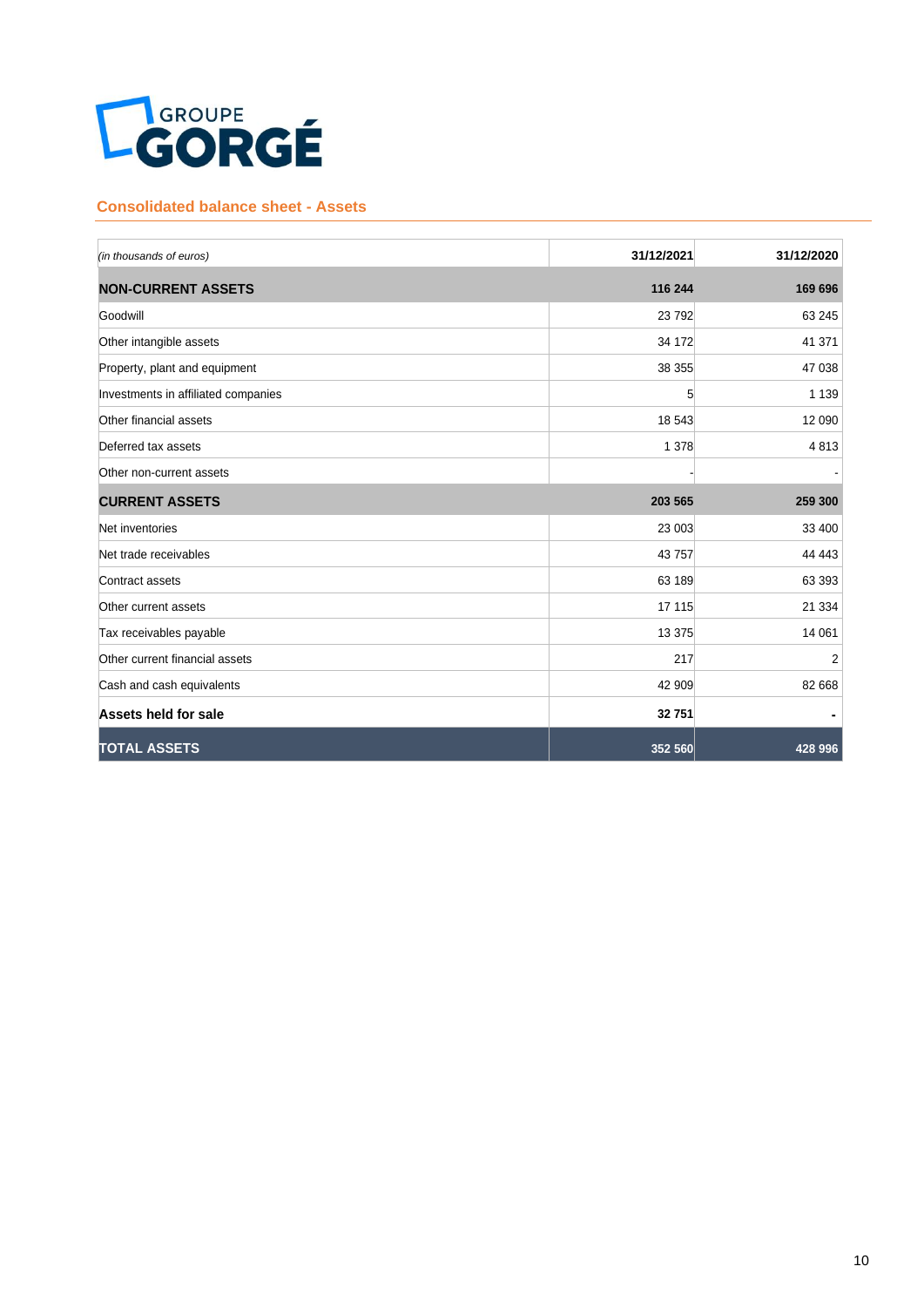GROUPE GORGÉ

## Consolidated balance sheet - Assets

| *(in thousands of euros)* | 31/12/2021 | 31/12/2020 |
|---|---|---|
| **NON-CURRENT ASSETS** | **116 244** | **169 696** |
| Goodwill | 23 792 | 63 245 |
| Other intangible assets | 34 172 | 41 371 |
| Property, plant and equipment | 38 355 | 47 038 |
| Investments in affiliated companies | 5 | 1 139 |
| Other financial assets | 18 543 | 12 090 |
| Deferred tax assets | 1 378 | 4 813 |
| Other non-current assets | - | - |
| **CURRENT ASSETS** | **203 565** | **259 300** |
| Net inventories | 23 003 | 33 400 |
| Net trade receivables | 43 757 | 44 443 |
| Contract assets | 63 189 | 63 393 |
| Other current assets | 17 115 | 21 334 |
| Tax receivables payable | 13 375 | 14 061 |
| Other current financial assets | 217 | 2 |
| Cash and cash equivalents | 42 909 | 82 668 |
| **Assets held for sale** | **32 751** | **-** |
| **TOTAL ASSETS** | **352 560** | **428 996** |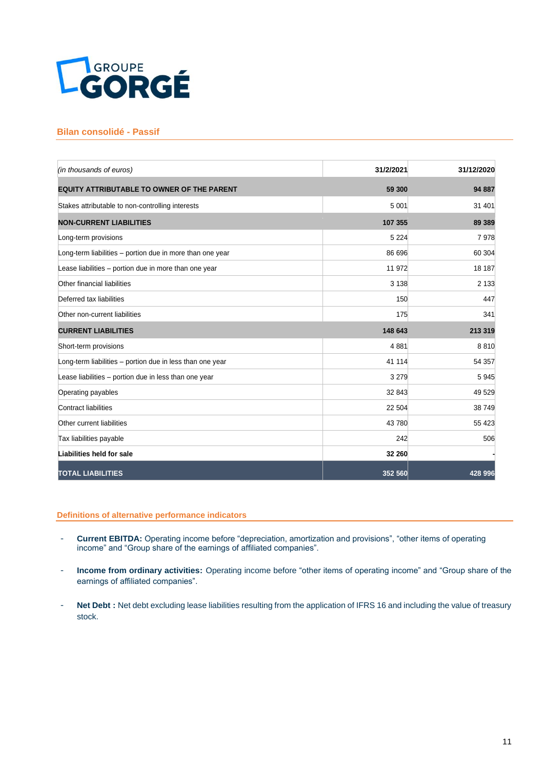GROUPE GORGÉ

## Bilan consolidé - Passif

| *(in thousands of euros)* | 31/2/2021 | 31/12/2020 |
|---|---|---|
| **EQUITY ATTRIBUTABLE TO OWNER OF THE PARENT** | **59 300** | **94 887** |
| Stakes attributable to non-controlling interests | 5 001 | 31 401 |
| **NON-CURRENT LIABILITIES** | **107 355** | **89 389** |
| Long-term provisions | 5 224 | 7 978 |
| Long-term liabilities – portion due in more than one year | 86 696 | 60 304 |
| Lease liabilities – portion due in more than one year | 11 972 | 18 187 |
| Other financial liabilities | 3 138 | 2 133 |
| Deferred tax liabilities | 150 | 447 |
| Other non-current liabilities | 175 | 341 |
| **CURRENT LIABILITIES** | **148 643** | **213 319** |
| Short-term provisions | 4 881 | 8 810 |
| Long-term liabilities – portion due in less than one year | 41 114 | 54 357 |
| Lease liabilities – portion due in less than one year | 3 279 | 5 945 |
| Operating payables | 32 843 | 49 529 |
| Contract liabilities | 22 504 | 38 749 |
| Other current liabilities | 43 780 | 55 423 |
| Tax liabilities payable | 242 | 506 |
| **Liabilities held for sale** | **32 260** | **-** |
| **TOTAL LIABILITIES** | **352 560** | **428 996** |

## Definitions of alternative performance indicators

- **Current EBITDA:** Operating income before “depreciation, amortization and provisions”, “other items of operating income” and “Group share of the earnings of affiliated companies”.
- **Income from ordinary activities:** Operating income before “other items of operating income” and “Group share of the earnings of affiliated companies”.
- **Net Debt :** Net debt excluding lease liabilities resulting from the application of IFRS 16 and including the value of treasury stock.